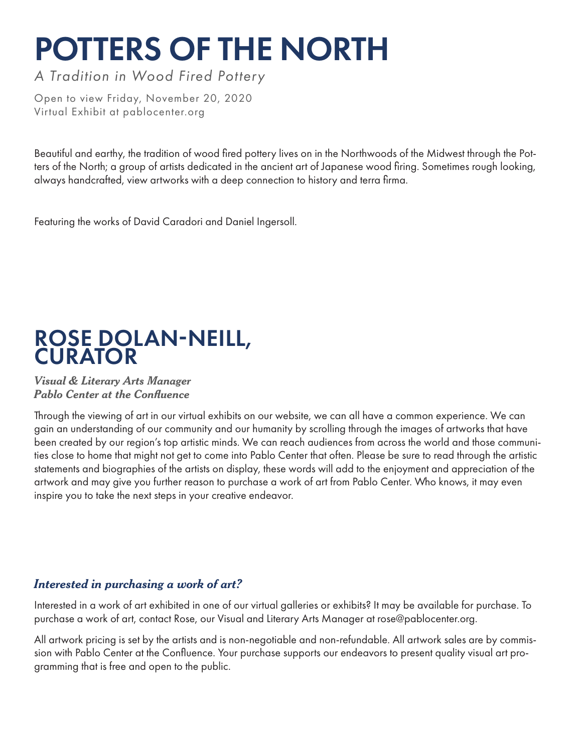# POTTERS OF THE NORTH

*A Tradition in Wood Fired Pottery*

Open to view Friday, November 20, 2020
Virtual Exhibit at pablocenter.org

Beautiful and earthy, the tradition of wood fired pottery lives on in the Northwoods of the Midwest through the Potters of the North; a group of artists dedicated in the ancient art of Japanese wood firing. Sometimes rough looking, always handcrafted, view artworks with a deep connection to history and terra firma.

Featuring the works of David Caradori and Daniel Ingersoll.

## ROSE DOLAN-NEILL, CURATOR

***Visual & Literary Arts Manager***
***Pablo Center at the Confluence***

Through the viewing of art in our virtual exhibits on our website, we can all have a common experience. We can gain an understanding of our community and our humanity by scrolling through the images of artworks that have been created by our region's top artistic minds. We can reach audiences from across the world and those communities close to home that might not get to come into Pablo Center that often. Please be sure to read through the artistic statements and biographies of the artists on display, these words will add to the enjoyment and appreciation of the artwork and may give you further reason to purchase a work of art from Pablo Center. Who knows, it may even inspire you to take the next steps in your creative endeavor.

### *Interested in purchasing a work of art?*

Interested in a work of art exhibited in one of our virtual galleries or exhibits? It may be available for purchase. To purchase a work of art, contact Rose, our Visual and Literary Arts Manager at rose@pablocenter.org.

All artwork pricing is set by the artists and is non-negotiable and non-refundable. All artwork sales are by commission with Pablo Center at the Confluence. Your purchase supports our endeavors to present quality visual art programming that is free and open to the public.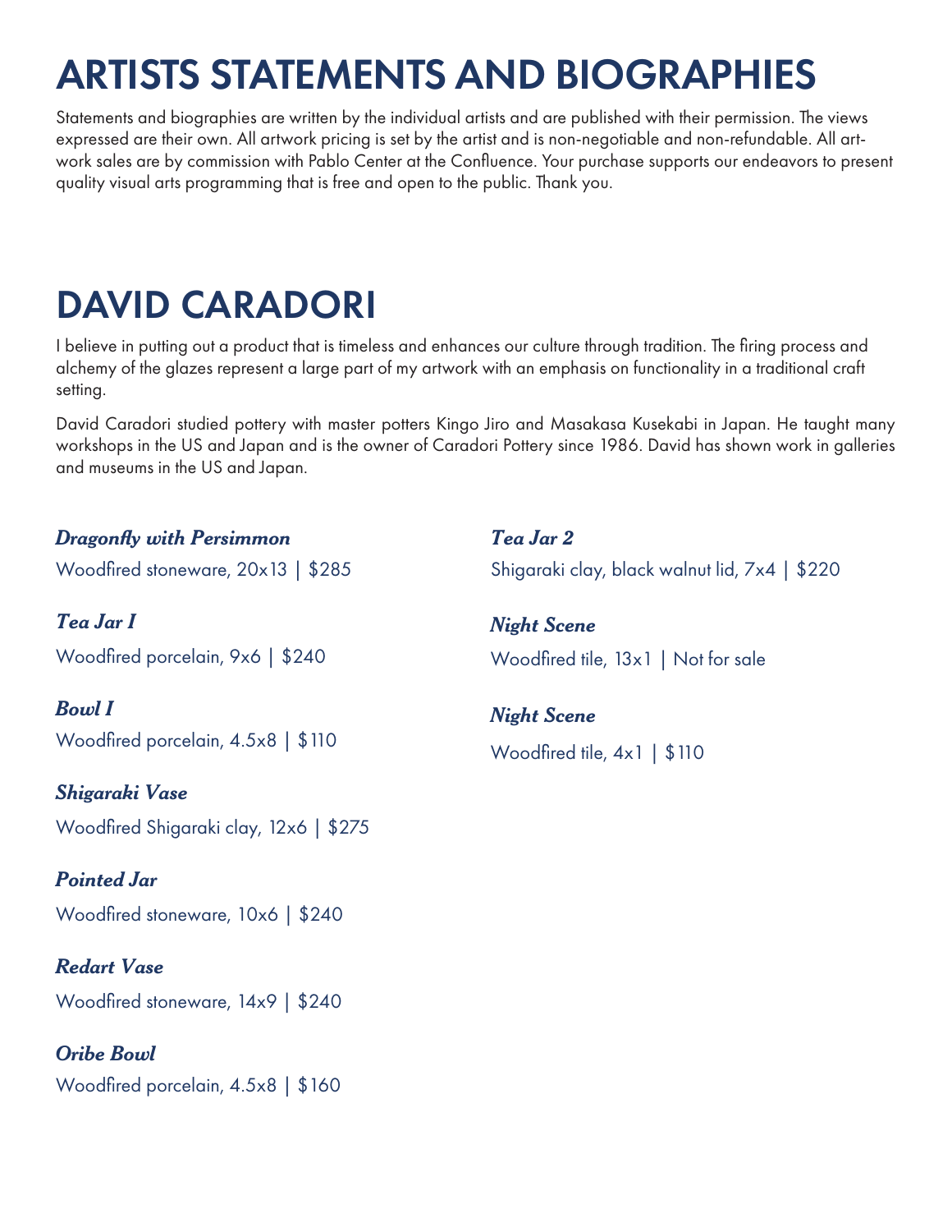# ARTISTS STATEMENTS AND BIOGRAPHIES

Statements and biographies are written by the individual artists and are published with their permission. The views expressed are their own. All artwork pricing is set by the artist and is non-negotiable and non-refundable. All artwork sales are by commission with Pablo Center at the Confluence. Your purchase supports our endeavors to present quality visual arts programming that is free and open to the public. Thank you.

# DAVID CARADORI

I believe in putting out a product that is timeless and enhances our culture through tradition. The firing process and alchemy of the glazes represent a large part of my artwork with an emphasis on functionality in a traditional craft setting.

David Caradori studied pottery with master potters Kingo Jiro and Masakasa Kusekabi in Japan. He taught many workshops in the US and Japan and is the owner of Caradori Pottery since 1986. David has shown work in galleries and museums in the US and Japan.

***Dragonfly with Persimmon***
Woodfired stoneware, 20x13 | $285

***Tea Jar I***
Woodfired porcelain, 9x6 | $240

***Bowl I***
Woodfired porcelain, 4.5x8 | $110

***Shigaraki Vase***
Woodfired Shigaraki clay, 12x6 | $275

***Pointed Jar***
Woodfired stoneware, 10x6 | $240

***Redart Vase***
Woodfired stoneware, 14x9 | $240

***Oribe Bowl***
Woodfired porcelain, 4.5x8 | $160

***Tea Jar 2***
Shigaraki clay, black walnut lid, 7x4 | $220

***Night Scene***
Woodfired tile, 13x1 | Not for sale

***Night Scene***
Woodfired tile, 4x1 | $110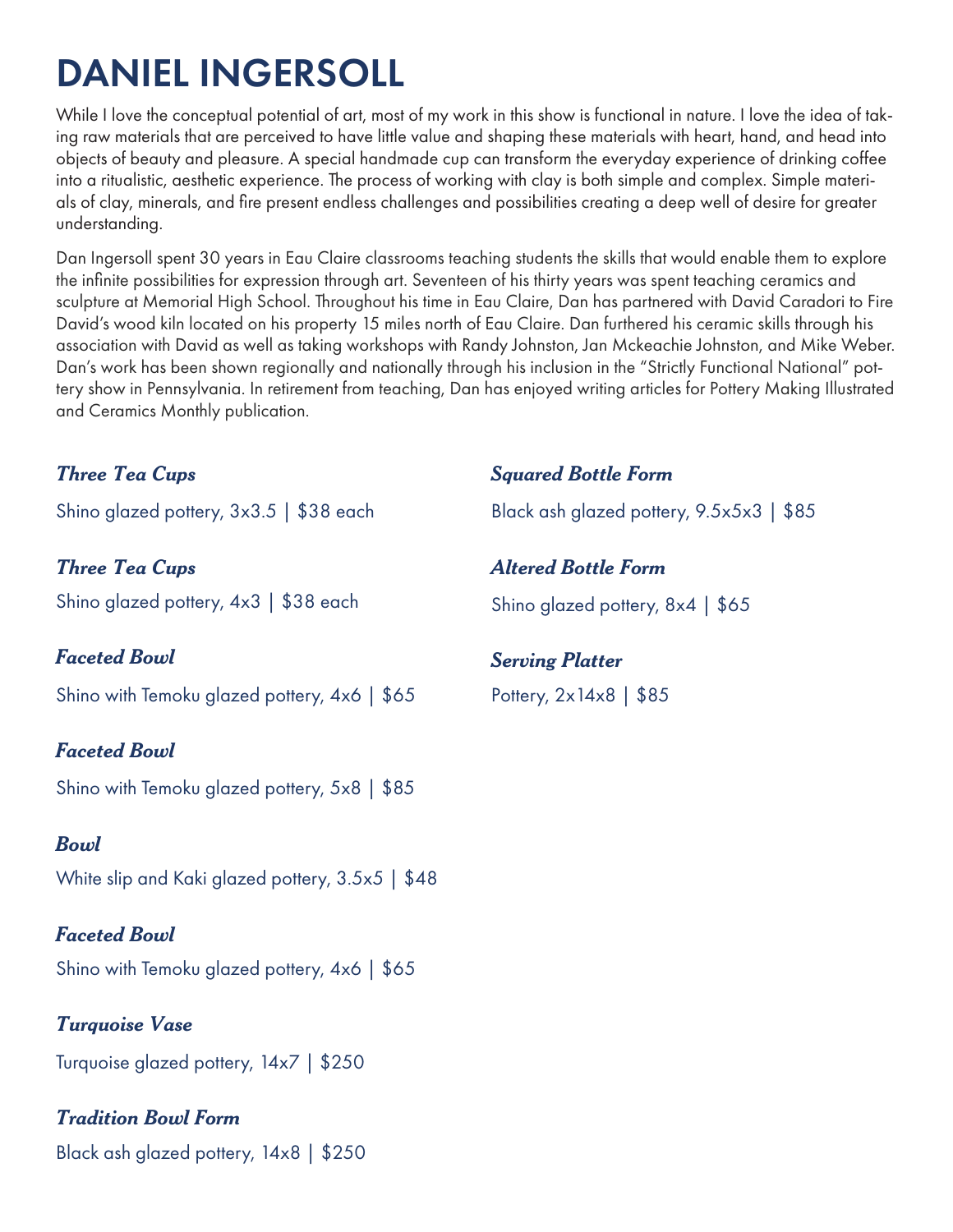# DANIEL INGERSOLL

While I love the conceptual potential of art, most of my work in this show is functional in nature. I love the idea of taking raw materials that are perceived to have little value and shaping these materials with heart, hand, and head into objects of beauty and pleasure. A special handmade cup can transform the everyday experience of drinking coffee into a ritualistic, aesthetic experience. The process of working with clay is both simple and complex. Simple materials of clay, minerals, and fire present endless challenges and possibilities creating a deep well of desire for greater understanding.

Dan Ingersoll spent 30 years in Eau Claire classrooms teaching students the skills that would enable them to explore the infinite possibilities for expression through art. Seventeen of his thirty years was spent teaching ceramics and sculpture at Memorial High School. Throughout his time in Eau Claire, Dan has partnered with David Caradori to Fire David's wood kiln located on his property 15 miles north of Eau Claire. Dan furthered his ceramic skills through his association with David as well as taking workshops with Randy Johnston, Jan Mckeachie Johnston, and Mike Weber. Dan's work has been shown regionally and nationally through his inclusion in the "Strictly Functional National" pottery show in Pennsylvania. In retirement from teaching, Dan has enjoyed writing articles for Pottery Making Illustrated and Ceramics Monthly publication.

***Three Tea Cups***

Shino glazed pottery, 3x3.5 | $38 each

***Three Tea Cups***

Shino glazed pottery, 4x3 | $38 each

***Faceted Bowl***

Shino with Temoku glazed pottery, 4x6 | $65

***Faceted Bowl***

Shino with Temoku glazed pottery, 5x8 | $85

***Bowl***

White slip and Kaki glazed pottery, 3.5x5 | $48

***Faceted Bowl***

Shino with Temoku glazed pottery, 4x6 | $65

***Turquoise Vase***

Turquoise glazed pottery, 14x7 | $250

***Tradition Bowl Form***

Black ash glazed pottery, 14x8 | $250

***Squared Bottle Form***

Black ash glazed pottery, 9.5x5x3 | $85

***Altered Bottle Form***

Shino glazed pottery, 8x4 | $65

***Serving Platter***

Pottery, 2x14x8 | $85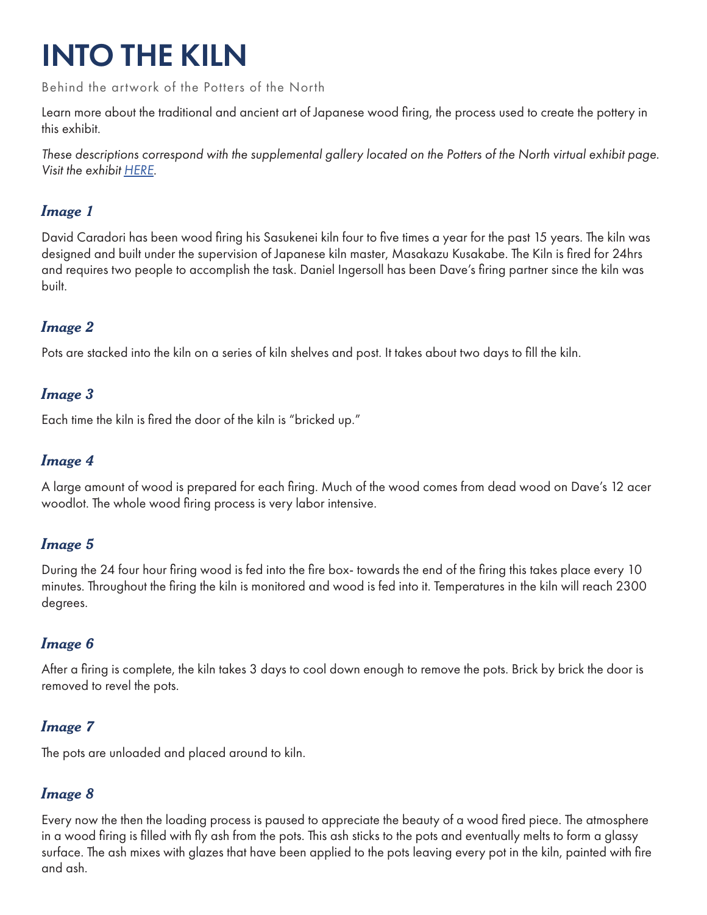# INTO THE KILN

Behind the artwork of the Potters of the North

Learn more about the traditional and ancient art of Japanese wood firing, the process used to create the pottery in this exhibit.

*These descriptions correspond with the supplemental gallery located on the Potters of the North virtual exhibit page. Visit the exhibit [HERE](#).*

### *Image 1*

David Caradori has been wood firing his Sasukenei kiln four to five times a year for the past 15 years. The kiln was designed and built under the supervision of Japanese kiln master, Masakazu Kusakabe. The Kiln is fired for 24hrs and requires two people to accomplish the task. Daniel Ingersoll has been Dave's firing partner since the kiln was built.

### *Image 2*

Pots are stacked into the kiln on a series of kiln shelves and post. It takes about two days to fill the kiln.

### *Image 3*

Each time the kiln is fired the door of the kiln is "bricked up."

### *Image 4*

A large amount of wood is prepared for each firing. Much of the wood comes from dead wood on Dave's 12 acer woodlot. The whole wood firing process is very labor intensive.

### *Image 5*

During the 24 four hour firing wood is fed into the fire box- towards the end of the firing this takes place every 10 minutes. Throughout the firing the kiln is monitored and wood is fed into it. Temperatures in the kiln will reach 2300 degrees.

### *Image 6*

After a firing is complete, the kiln takes 3 days to cool down enough to remove the pots. Brick by brick the door is removed to revel the pots.

### *Image 7*

The pots are unloaded and placed around to kiln.

### *Image 8*

Every now the then the loading process is paused to appreciate the beauty of a wood fired piece. The atmosphere in a wood firing is filled with fly ash from the pots. This ash sticks to the pots and eventually melts to form a glassy surface. The ash mixes with glazes that have been applied to the pots leaving every pot in the kiln, painted with fire and ash.